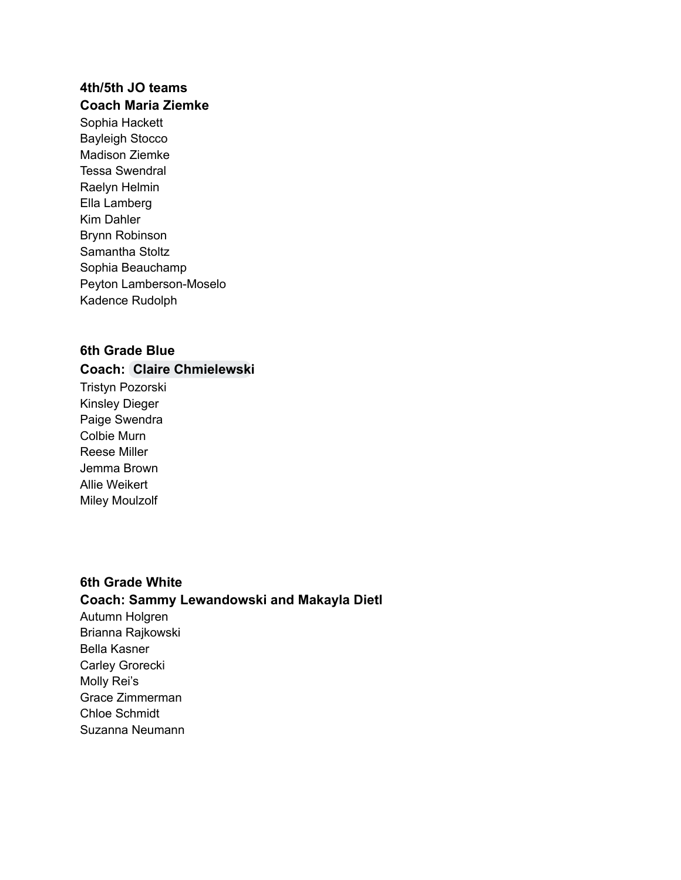**4th/5th JO teams**
**Coach Maria Ziemke**

Sophia Hackett
Bayleigh Stocco
Madison Ziemke
Tessa Swendral
Raelyn Helmin
Ella Lamberg
Kim Dahler
Brynn Robinson
Samantha Stoltz
Sophia Beauchamp
Peyton Lamberson-Moselo
Kadence Rudolph

**6th Grade Blue**
**Coach: Claire Chmielewski**

Tristyn Pozorski
Kinsley Dieger
Paige Swendra
Colbie Murn
Reese Miller
Jemma Brown
Allie Weikert
Miley Moulzolf

**6th Grade White**
**Coach: Sammy Lewandowski and Makayla Dietl**

Autumn Holgren
Brianna Rajkowski
Bella Kasner
Carley Grorecki
Molly Rei's
Grace Zimmerman
Chloe Schmidt
Suzanna Neumann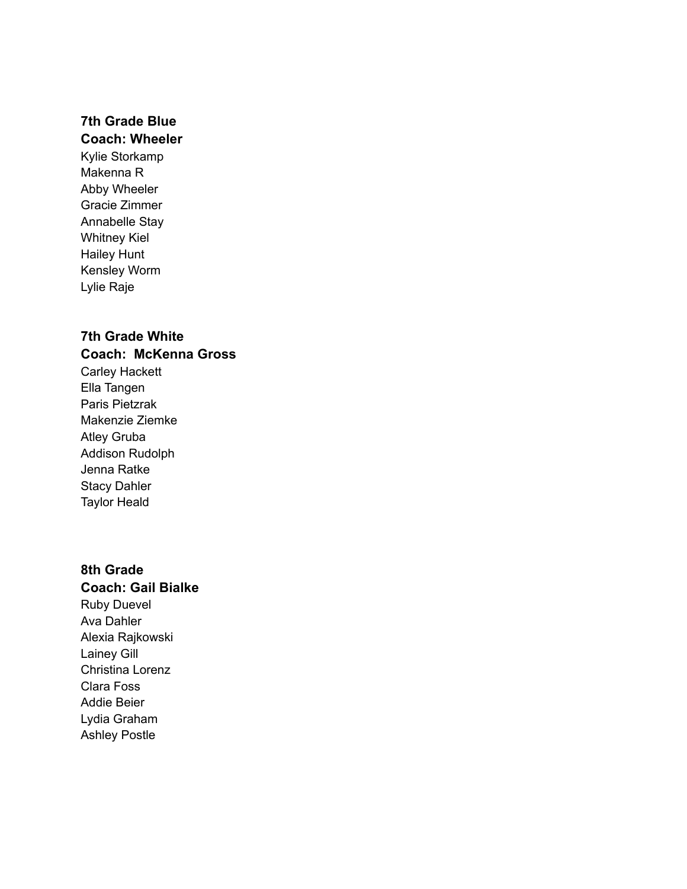**7th Grade Blue**
**Coach: Wheeler**

Kylie Storkamp
Makenna R
Abby Wheeler
Gracie Zimmer
Annabelle Stay
Whitney Kiel
Hailey Hunt
Kensley Worm
Lylie Raje

**7th Grade White**
**Coach: McKenna Gross**

Carley Hackett
Ella Tangen
Paris Pietzrak
Makenzie Ziemke
Atley Gruba
Addison Rudolph
Jenna Ratke
Stacy Dahler
Taylor Heald

**8th Grade**
**Coach: Gail Bialke**

Ruby Duevel
Ava Dahler
Alexia Rajkowski
Lainey Gill
Christina Lorenz
Clara Foss
Addie Beier
Lydia Graham
Ashley Postle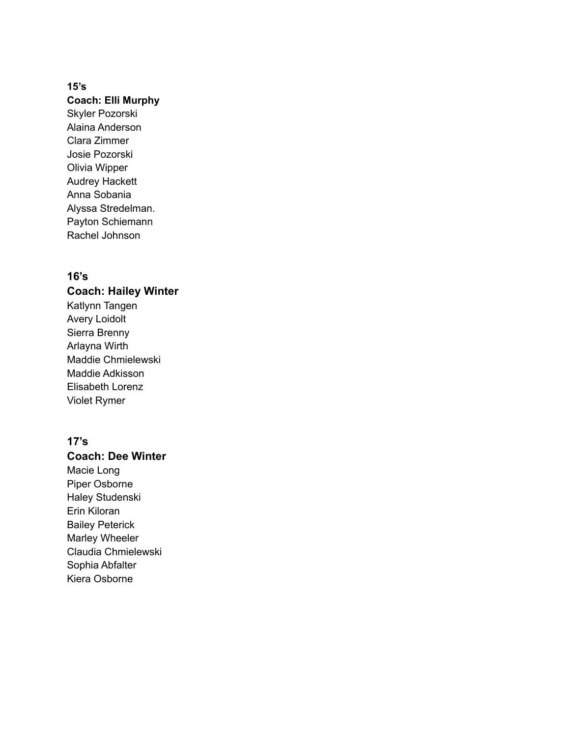**15's**

**Coach: Elli Murphy**

Skyler Pozorski
Alaina Anderson
Clara Zimmer
Josie Pozorski
Olivia Wipper
Audrey Hackett
Anna Sobania
Alyssa Stredelman.
Payton Schiemann
Rachel Johnson

**16's**

**Coach: Hailey Winter**

Katlynn Tangen
Avery Loidolt
Sierra Brenny
Arlayna Wirth
Maddie Chmielewski
Maddie Adkisson
Elisabeth Lorenz
Violet Rymer

**17's**

**Coach: Dee Winter**

Macie Long
Piper Osborne
Haley Studenski
Erin Kiloran
Bailey Peterick
Marley Wheeler
Claudia Chmielewski
Sophia Abfalter
Kiera Osborne